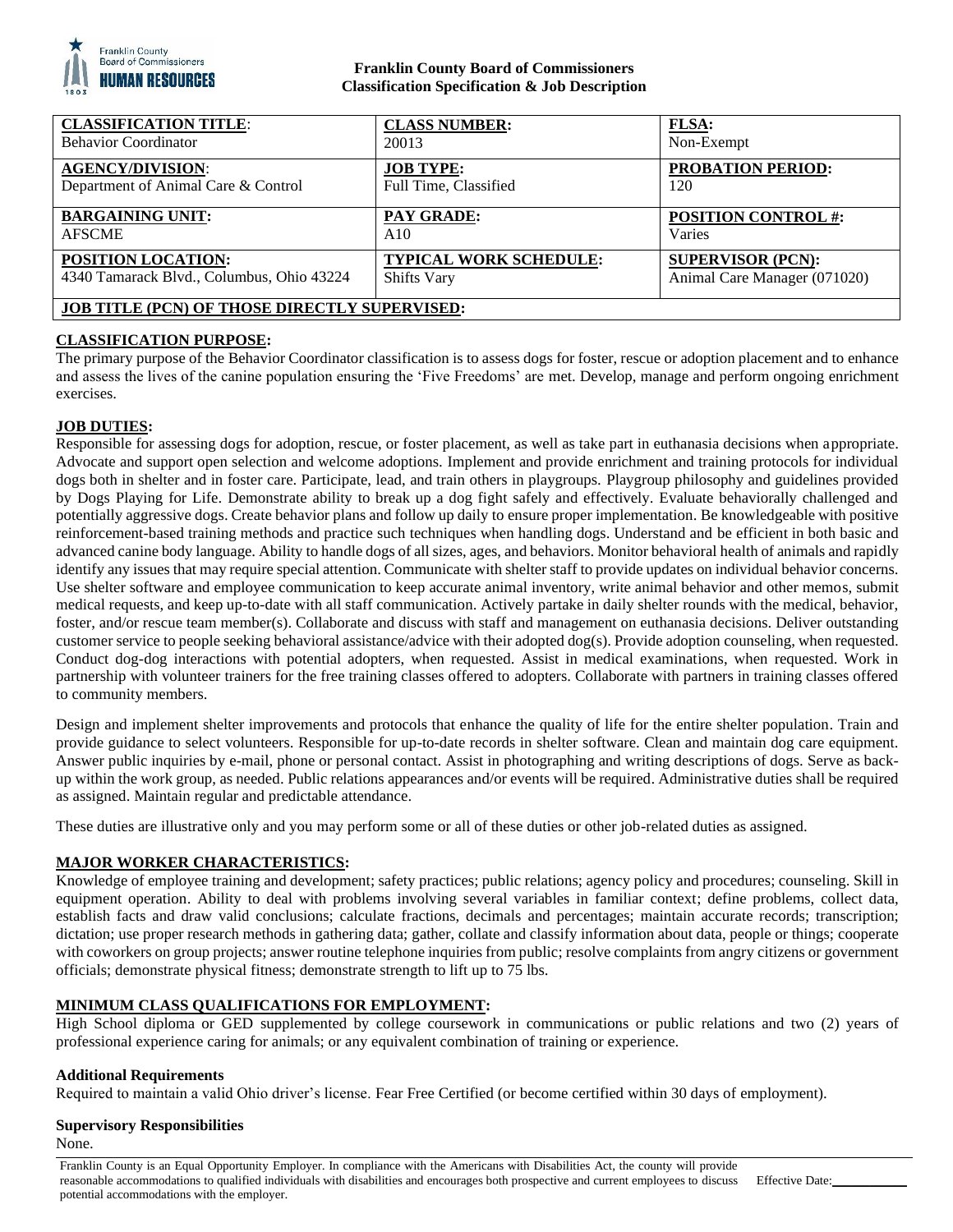**Franklin County Board of Commissioners**
**Classification Specification & Job Description**

| **CLASSIFICATION TITLE**:<br>Behavior Coordinator | **CLASS NUMBER:**<br>20013 | **FLSA:**<br>Non-Exempt |
|---|---|---|
| **AGENCY/DIVISION**:<br>Department of Animal Care & Control | **JOB TYPE:**<br>Full Time, Classified | **PROBATION PERIOD:**<br>120 |
| **BARGAINING UNIT:**<br>AFSCME | **PAY GRADE:**<br>A10 | **POSITION CONTROL #:**<br>Varies |
| **POSITION LOCATION:**<br>4340 Tamarack Blvd., Columbus, Ohio 43224 | **TYPICAL WORK SCHEDULE:**<br>Shifts Vary | **SUPERVISOR (PCN):**<br>Animal Care Manager (071020) |
| **JOB TITLE (PCN) OF THOSE DIRECTLY SUPERVISED:** | | |

## CLASSIFICATION PURPOSE:

The primary purpose of the Behavior Coordinator classification is to assess dogs for foster, rescue or adoption placement and to enhance and assess the lives of the canine population ensuring the 'Five Freedoms' are met. Develop, manage and perform ongoing enrichment exercises.

## JOB DUTIES:

Responsible for assessing dogs for adoption, rescue, or foster placement, as well as take part in euthanasia decisions when appropriate. Advocate and support open selection and welcome adoptions. Implement and provide enrichment and training protocols for individual dogs both in shelter and in foster care. Participate, lead, and train others in playgroups. Playgroup philosophy and guidelines provided by Dogs Playing for Life. Demonstrate ability to break up a dog fight safely and effectively. Evaluate behaviorally challenged and potentially aggressive dogs. Create behavior plans and follow up daily to ensure proper implementation. Be knowledgeable with positive reinforcement-based training methods and practice such techniques when handling dogs. Understand and be efficient in both basic and advanced canine body language. Ability to handle dogs of all sizes, ages, and behaviors. Monitor behavioral health of animals and rapidly identify any issues that may require special attention. Communicate with shelter staff to provide updates on individual behavior concerns. Use shelter software and employee communication to keep accurate animal inventory, write animal behavior and other memos, submit medical requests, and keep up-to-date with all staff communication. Actively partake in daily shelter rounds with the medical, behavior, foster, and/or rescue team member(s). Collaborate and discuss with staff and management on euthanasia decisions. Deliver outstanding customer service to people seeking behavioral assistance/advice with their adopted dog(s). Provide adoption counseling, when requested. Conduct dog-dog interactions with potential adopters, when requested. Assist in medical examinations, when requested. Work in partnership with volunteer trainers for the free training classes offered to adopters. Collaborate with partners in training classes offered to community members.

Design and implement shelter improvements and protocols that enhance the quality of life for the entire shelter population. Train and provide guidance to select volunteers. Responsible for up-to-date records in shelter software. Clean and maintain dog care equipment. Answer public inquiries by e-mail, phone or personal contact. Assist in photographing and writing descriptions of dogs. Serve as back-up within the work group, as needed. Public relations appearances and/or events will be required. Administrative duties shall be required as assigned. Maintain regular and predictable attendance.

These duties are illustrative only and you may perform some or all of these duties or other job-related duties as assigned.

## MAJOR WORKER CHARACTERISTICS:

Knowledge of employee training and development; safety practices; public relations; agency policy and procedures; counseling. Skill in equipment operation. Ability to deal with problems involving several variables in familiar context; define problems, collect data, establish facts and draw valid conclusions; calculate fractions, decimals and percentages; maintain accurate records; transcription; dictation; use proper research methods in gathering data; gather, collate and classify information about data, people or things; cooperate with coworkers on group projects; answer routine telephone inquiries from public; resolve complaints from angry citizens or government officials; demonstrate physical fitness; demonstrate strength to lift up to 75 lbs.

## MINIMUM CLASS QUALIFICATIONS FOR EMPLOYMENT:

High School diploma or GED supplemented by college coursework in communications or public relations and two (2) years of professional experience caring for animals; or any equivalent combination of training or experience.

### Additional Requirements

Required to maintain a valid Ohio driver's license. Fear Free Certified (or become certified within 30 days of employment).

### Supervisory Responsibilities

None.

Franklin County is an Equal Opportunity Employer. In compliance with the Americans with Disabilities Act, the county will provide reasonable accommodations to qualified individuals with disabilities and encourages both prospective and current employees to discuss potential accommodations with the employer.

Effective Date:\_\_\_\_\_\_\_\_\_\_\_\_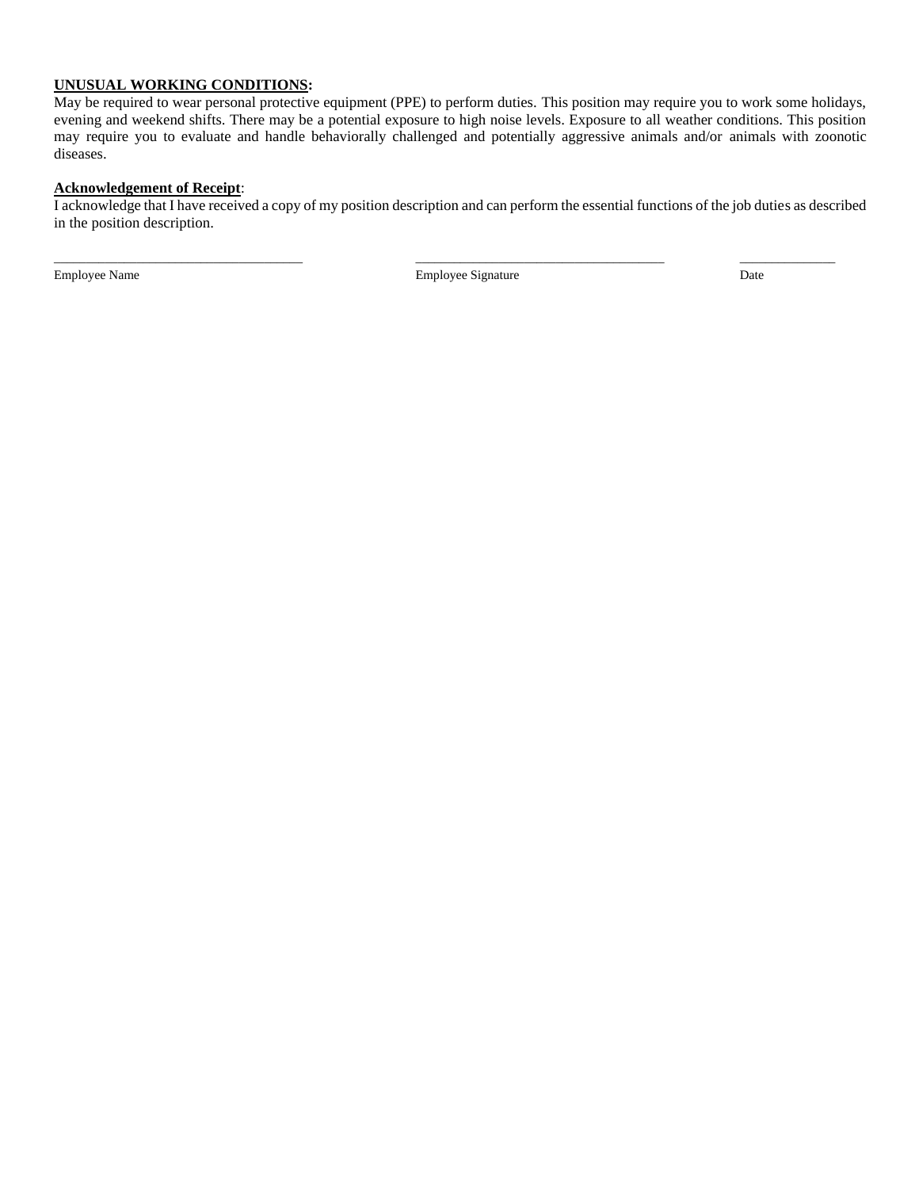**UNUSUAL WORKING CONDITIONS:**
May be required to wear personal protective equipment (PPE) to perform duties. This position may require you to work some holidays, evening and weekend shifts. There may be a potential exposure to high noise levels. Exposure to all weather conditions. This position may require you to evaluate and handle behaviorally challenged and potentially aggressive animals and/or animals with zoonotic diseases.

**Acknowledgement of Receipt**:
I acknowledge that I have received a copy of my position description and can perform the essential functions of the job duties as described in the position description.

| | | |
|---|---|---|
| ____________________________________ | ____________________________________ | ______________ |
| Employee Name | Employee Signature | Date |